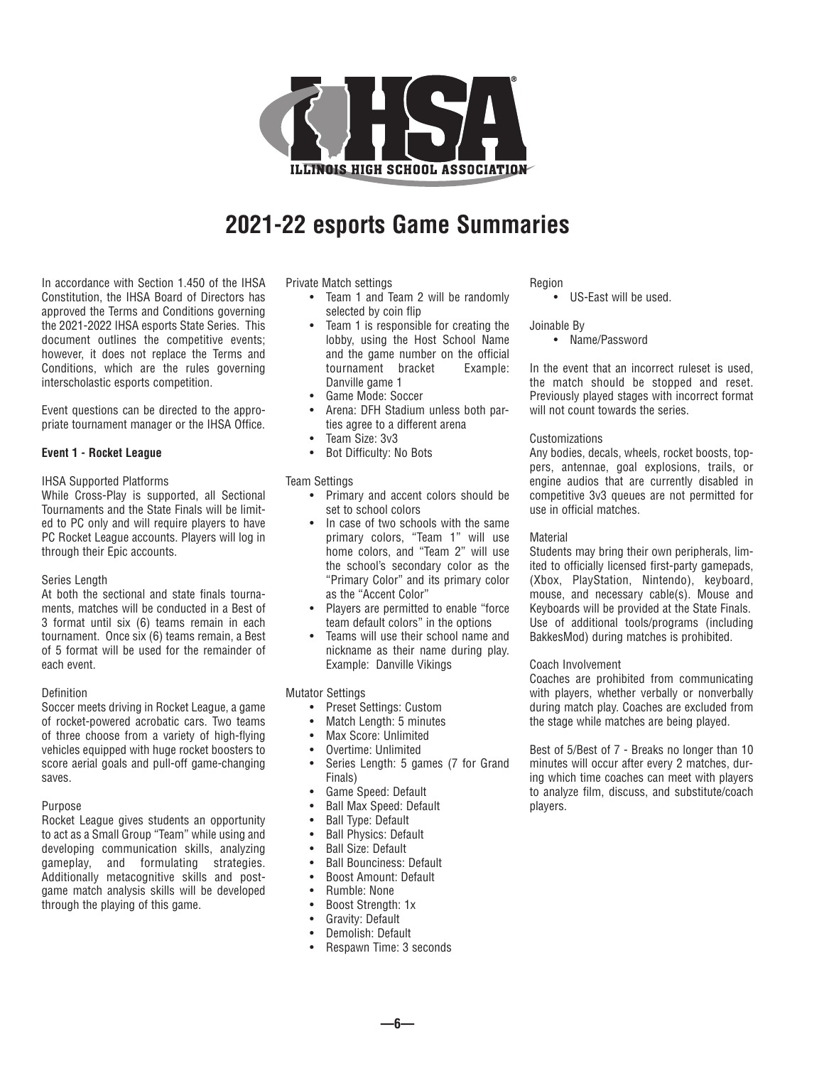# 2021-22 esports Game Summaries

In accordance with Section 1.450 of the IHSA Constitution, the IHSA Board of Directors has approved the Terms and Conditions governing the 2021-2022 IHSA esports State Series. This document outlines the competitive events; however, it does not replace the Terms and Conditions, which are the rules governing interscholastic esports competition.

Event questions can be directed to the appropriate tournament manager or the IHSA Office.

**Event 1 - Rocket League**

IHSA Supported Platforms

While Cross-Play is supported, all Sectional Tournaments and the State Finals will be limited to PC only and will require players to have PC Rocket League accounts. Players will log in through their Epic accounts.

Series Length

At both the sectional and state finals tournaments, matches will be conducted in a Best of 3 format until six (6) teams remain in each tournament. Once six (6) teams remain, a Best of 5 format will be used for the remainder of each event.

Definition

Soccer meets driving in Rocket League, a game of rocket-powered acrobatic cars. Two teams of three choose from a variety of high-flying vehicles equipped with huge rocket boosters to score aerial goals and pull-off game-changing saves.

Purpose

Rocket League gives students an opportunity to act as a Small Group "Team" while using and developing communication skills, analyzing gameplay, and formulating strategies. Additionally metacognitive skills and post-game match analysis skills will be developed through the playing of this game.

Private Match settings

- Team 1 and Team 2 will be randomly selected by coin flip
- Team 1 is responsible for creating the lobby, using the Host School Name and the game number on the official tournament bracket Example: Danville game 1
- Game Mode: Soccer
- Arena: DFH Stadium unless both parties agree to a different arena
- Team Size: 3v3
- Bot Difficulty: No Bots

Team Settings

- Primary and accent colors should be set to school colors
- In case of two schools with the same primary colors, "Team 1" will use home colors, and "Team 2" will use the school's secondary color as the "Primary Color" and its primary color as the "Accent Color"
- Players are permitted to enable "force team default colors" in the options
- Teams will use their school name and nickname as their name during play. Example: Danville Vikings

Mutator Settings

- Preset Settings: Custom
- Match Length: 5 minutes
- Max Score: Unlimited
- Overtime: Unlimited
- Series Length: 5 games (7 for Grand Finals)
- Game Speed: Default
- Ball Max Speed: Default
- Ball Type: Default
- Ball Physics: Default
- Ball Size: Default
- Ball Bounciness: Default
- Boost Amount: Default
- Rumble: None
- Boost Strength: 1x
- Gravity: Default
- Demolish: Default
- Respawn Time: 3 seconds

Region

- US-East will be used.

Joinable By

- Name/Password

In the event that an incorrect ruleset is used, the match should be stopped and reset. Previously played stages with incorrect format will not count towards the series.

Customizations

Any bodies, decals, wheels, rocket boosts, toppers, antennae, goal explosions, trails, or engine audios that are currently disabled in competitive 3v3 queues are not permitted for use in official matches.

Material

Students may bring their own peripherals, limited to officially licensed first-party gamepads, (Xbox, PlayStation, Nintendo), keyboard, mouse, and necessary cable(s). Mouse and Keyboards will be provided at the State Finals. Use of additional tools/programs (including BakkesMod) during matches is prohibited.

Coach Involvement

Coaches are prohibited from communicating with players, whether verbally or nonverbally during match play. Coaches are excluded from the stage while matches are being played.

Best of 5/Best of 7 - Breaks no longer than 10 minutes will occur after every 2 matches, during which time coaches can meet with players to analyze film, discuss, and substitute/coach players.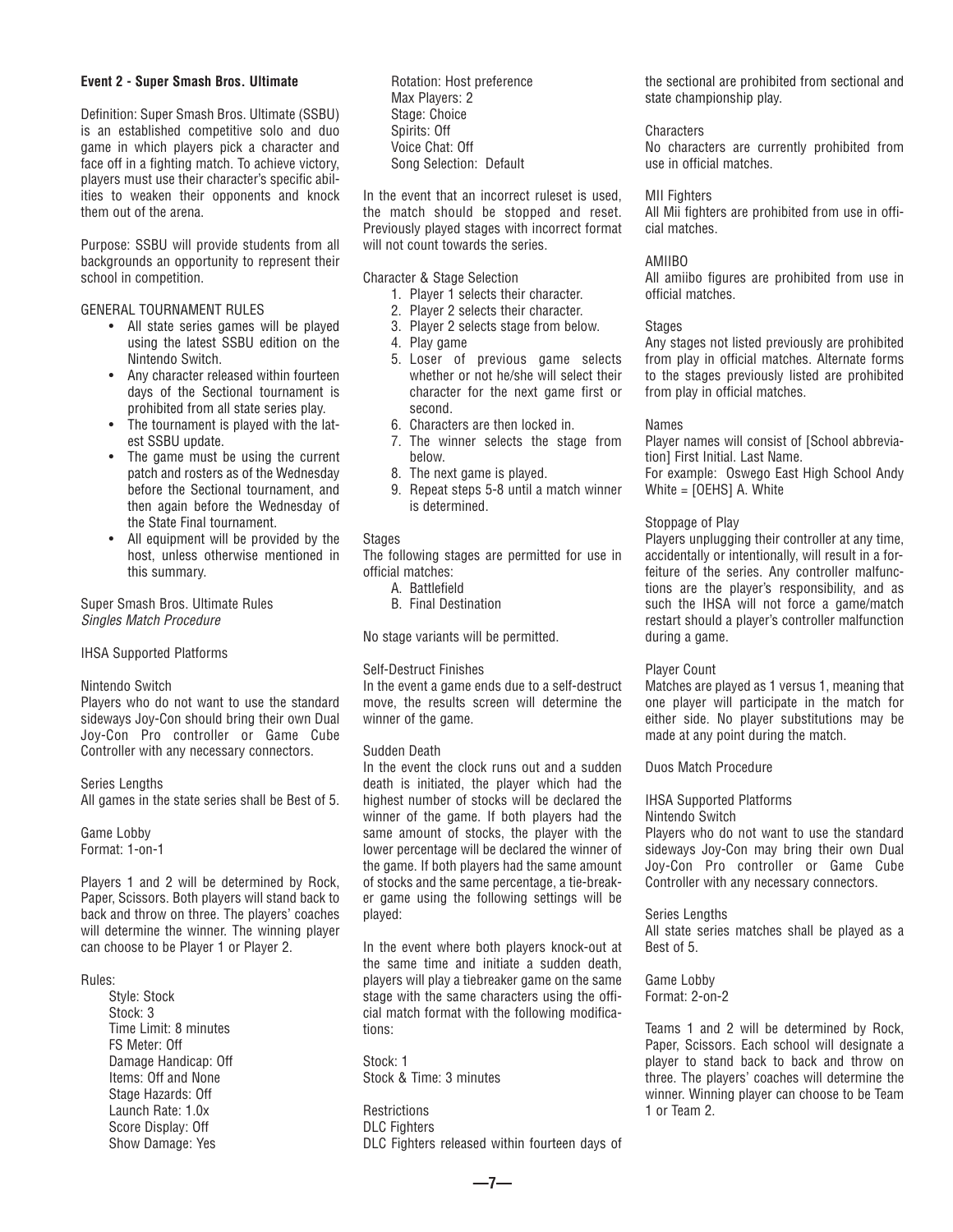**Event 2 - Super Smash Bros. Ultimate**

Definition: Super Smash Bros. Ultimate (SSBU) is an established competitive solo and duo game in which players pick a character and face off in a fighting match. To achieve victory, players must use their character's specific abilities to weaken their opponents and knock them out of the arena.

Purpose: SSBU will provide students from all backgrounds an opportunity to represent their school in competition.

GENERAL TOURNAMENT RULES

- All state series games will be played using the latest SSBU edition on the Nintendo Switch.
- Any character released within fourteen days of the Sectional tournament is prohibited from all state series play.
- The tournament is played with the latest SSBU update.
- The game must be using the current patch and rosters as of the Wednesday before the Sectional tournament, and then again before the Wednesday of the State Final tournament.
- All equipment will be provided by the host, unless otherwise mentioned in this summary.

Super Smash Bros. Ultimate Rules
*Singles Match Procedure*

IHSA Supported Platforms

Nintendo Switch
Players who do not want to use the standard sideways Joy-Con should bring their own Dual Joy-Con Pro controller or Game Cube Controller with any necessary connectors.

Series Lengths
All games in the state series shall be Best of 5.

Game Lobby
Format: 1-on-1

Players 1 and 2 will be determined by Rock, Paper, Scissors. Both players will stand back to back and throw on three. The players' coaches will determine the winner. The winning player can choose to be Player 1 or Player 2.

Rules:

Style: Stock
Stock: 3
Time Limit: 8 minutes
FS Meter: Off
Damage Handicap: Off
Items: Off and None
Stage Hazards: Off
Launch Rate: 1.0x
Score Display: Off
Show Damage: Yes
Rotation: Host preference
Max Players: 2
Stage: Choice
Spirits: Off
Voice Chat: Off
Song Selection: Default

In the event that an incorrect ruleset is used, the match should be stopped and reset. Previously played stages with incorrect format will not count towards the series.

Character & Stage Selection

1. Player 1 selects their character.
2. Player 2 selects their character.
3. Player 2 selects stage from below.
4. Play game
5. Loser of previous game selects whether or not he/she will select their character for the next game first or second.
6. Characters are then locked in.
7. The winner selects the stage from below.
8. The next game is played.
9. Repeat steps 5-8 until a match winner is determined.

Stages
The following stages are permitted for use in official matches:

A. Battlefield
B. Final Destination

No stage variants will be permitted.

Self-Destruct Finishes
In the event a game ends due to a self-destruct move, the results screen will determine the winner of the game.

Sudden Death
In the event the clock runs out and a sudden death is initiated, the player which had the highest number of stocks will be declared the winner of the game. If both players had the same amount of stocks, the player with the lower percentage will be declared the winner of the game. If both players had the same amount of stocks and the same percentage, a tie-breaker game using the following settings will be played:

In the event where both players knock-out at the same time and initiate a sudden death, players will play a tiebreaker game on the same stage with the same characters using the official match format with the following modifications:

Stock: 1
Stock & Time: 3 minutes

Restrictions
DLC Fighters
DLC Fighters released within fourteen days of the sectional are prohibited from sectional and state championship play.

Characters
No characters are currently prohibited from use in official matches.

MII Fighters
All Mii fighters are prohibited from use in official matches.

AMIIBO
All amiibo figures are prohibited from use in official matches.

Stages
Any stages not listed previously are prohibited from play in official matches. Alternate forms to the stages previously listed are prohibited from play in official matches.

Names
Player names will consist of [School abbreviation] First Initial. Last Name.
For example: Oswego East High School Andy White = [OEHS] A. White

Stoppage of Play
Players unplugging their controller at any time, accidentally or intentionally, will result in a forfeiture of the series. Any controller malfunctions are the player's responsibility, and as such the IHSA will not force a game/match restart should a player's controller malfunction during a game.

Player Count
Matches are played as 1 versus 1, meaning that one player will participate in the match for either side. No player substitutions may be made at any point during the match.

Duos Match Procedure

IHSA Supported Platforms
Nintendo Switch
Players who do not want to use the standard sideways Joy-Con may bring their own Dual Joy-Con Pro controller or Game Cube Controller with any necessary connectors.

Series Lengths
All state series matches shall be played as a Best of 5.

Game Lobby
Format: 2-on-2

Teams 1 and 2 will be determined by Rock, Paper, Scissors. Each school will designate a player to stand back to back and throw on three. The players' coaches will determine the winner. Winning player can choose to be Team 1 or Team 2.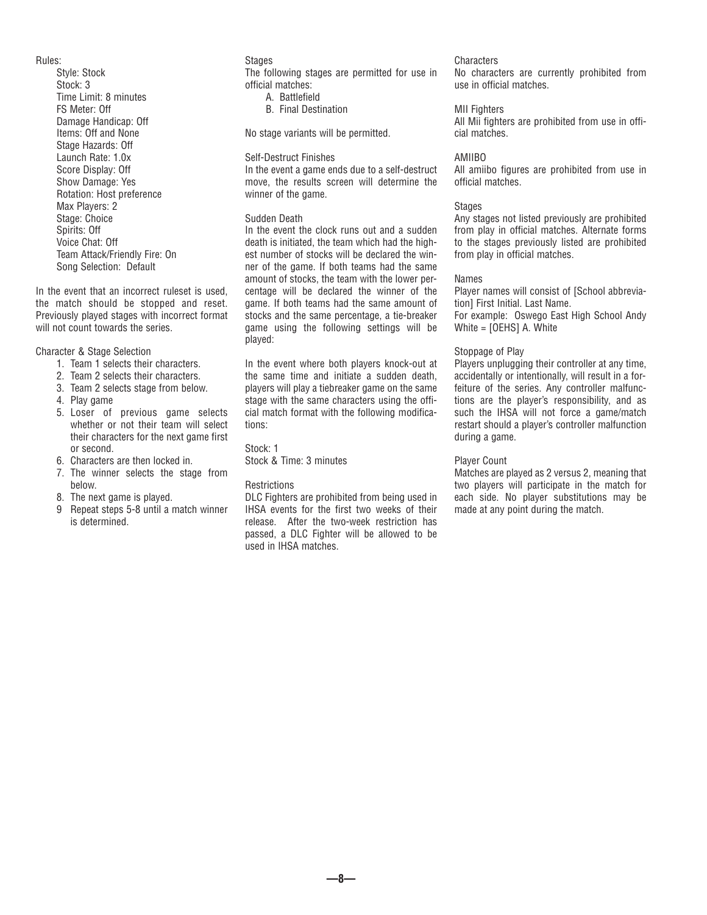Rules:

- Style: Stock
- Stock: 3
- Time Limit: 8 minutes
- FS Meter: Off
- Damage Handicap: Off
- Items: Off and None
- Stage Hazards: Off
- Launch Rate: 1.0x
- Score Display: Off
- Show Damage: Yes
- Rotation: Host preference
- Max Players: 2
- Stage: Choice
- Spirits: Off
- Voice Chat: Off
- Team Attack/Friendly Fire: On
- Song Selection: Default

In the event that an incorrect ruleset is used, the match should be stopped and reset. Previously played stages with incorrect format will not count towards the series.

Character & Stage Selection

1. Team 1 selects their characters.
2. Team 2 selects their characters.
3. Team 2 selects stage from below.
4. Play game
5. Loser of previous game selects whether or not their team will select their characters for the next game first or second.
6. Characters are then locked in.
7. The winner selects the stage from below.
8. The next game is played.
9. Repeat steps 5-8 until a match winner is determined.

Stages

The following stages are permitted for use in official matches:

A. Battlefield
B. Final Destination

No stage variants will be permitted.

Self-Destruct Finishes

In the event a game ends due to a self-destruct move, the results screen will determine the winner of the game.

Sudden Death

In the event the clock runs out and a sudden death is initiated, the team which had the highest number of stocks will be declared the winner of the game. If both teams had the same amount of stocks, the team with the lower percentage will be declared the winner of the game. If both teams had the same amount of stocks and the same percentage, a tie-breaker game using the following settings will be played:

In the event where both players knock-out at the same time and initiate a sudden death, players will play a tiebreaker game on the same stage with the same characters using the official match format with the following modifications:

Stock: 1
Stock & Time: 3 minutes

Restrictions

DLC Fighters are prohibited from being used in IHSA events for the first two weeks of their release. After the two-week restriction has passed, a DLC Fighter will be allowed to be used in IHSA matches.

Characters

No characters are currently prohibited from use in official matches.

MII Fighters

All Mii fighters are prohibited from use in official matches.

AMIIBO

All amiibo figures are prohibited from use in official matches.

Stages

Any stages not listed previously are prohibited from play in official matches. Alternate forms to the stages previously listed are prohibited from play in official matches.

Names

Player names will consist of [School abbreviation] First Initial. Last Name.
For example: Oswego East High School Andy White = [OEHS] A. White

Stoppage of Play

Players unplugging their controller at any time, accidentally or intentionally, will result in a forfeiture of the series. Any controller malfunctions are the player's responsibility, and as such the IHSA will not force a game/match restart should a player's controller malfunction during a game.

Player Count

Matches are played as 2 versus 2, meaning that two players will participate in the match for each side. No player substitutions may be made at any point during the match.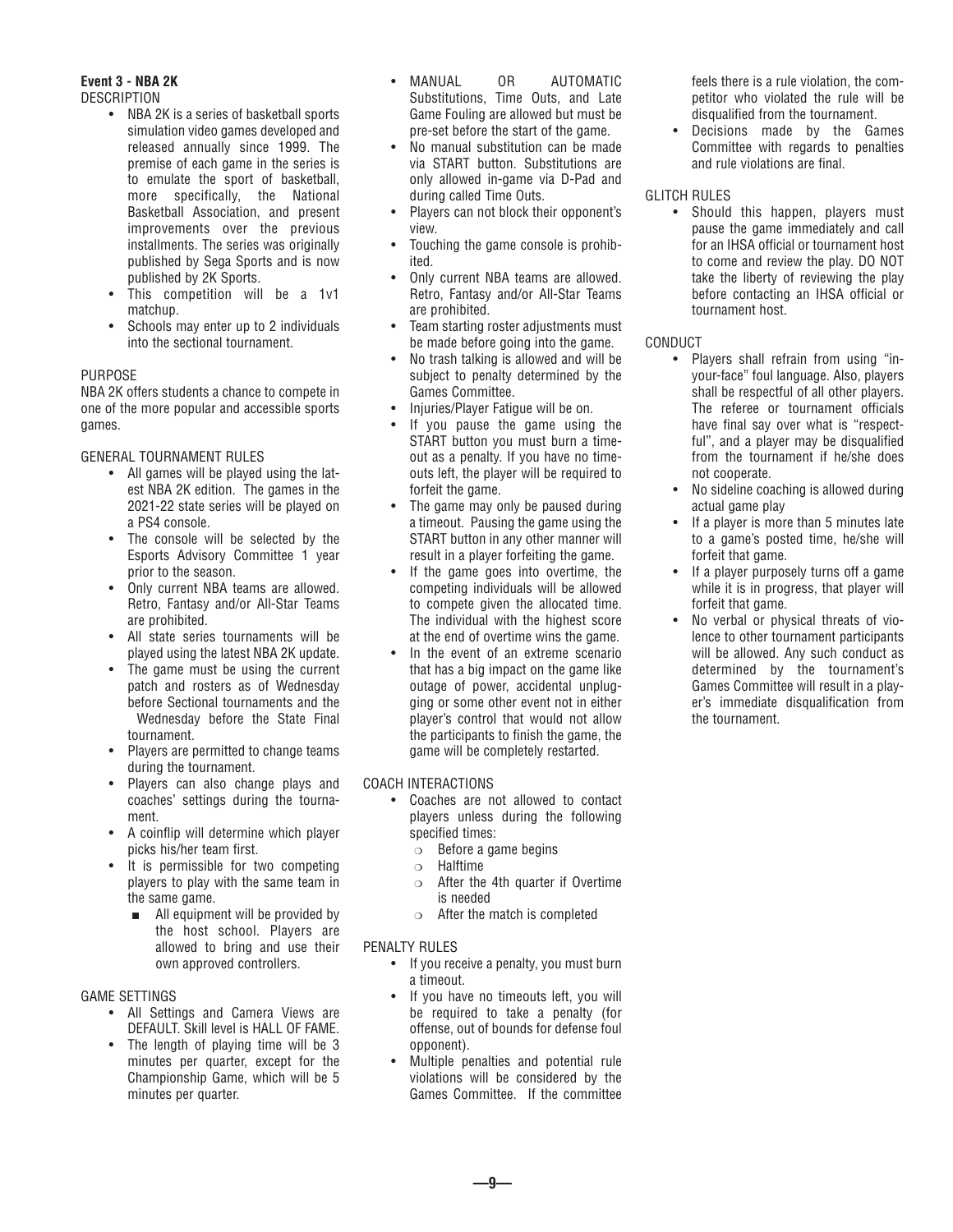**Event 3 - NBA 2K**

DESCRIPTION

- NBA 2K is a series of basketball sports simulation video games developed and released annually since 1999. The premise of each game in the series is to emulate the sport of basketball, more specifically, the National Basketball Association, and present improvements over the previous installments. The series was originally published by Sega Sports and is now published by 2K Sports.
- This competition will be a 1v1 matchup.
- Schools may enter up to 2 individuals into the sectional tournament.

PURPOSE

NBA 2K offers students a chance to compete in one of the more popular and accessible sports games.

GENERAL TOURNAMENT RULES

- All games will be played using the latest NBA 2K edition. The games in the 2021-22 state series will be played on a PS4 console.
- The console will be selected by the Esports Advisory Committee 1 year prior to the season.
- Only current NBA teams are allowed. Retro, Fantasy and/or All-Star Teams are prohibited.
- All state series tournaments will be played using the latest NBA 2K update.
- The game must be using the current patch and rosters as of Wednesday before Sectional tournaments and the Wednesday before the State Final tournament.
- Players are permitted to change teams during the tournament.
- Players can also change plays and coaches' settings during the tournament.
- A coinflip will determine which player picks his/her team first.
- It is permissible for two competing players to play with the same team in the same game.
  - All equipment will be provided by the host school. Players are allowed to bring and use their own approved controllers.

GAME SETTINGS

- All Settings and Camera Views are DEFAULT. Skill level is HALL OF FAME.
- The length of playing time will be 3 minutes per quarter, except for the Championship Game, which will be 5 minutes per quarter.
- MANUAL OR AUTOMATIC Substitutions, Time Outs, and Late Game Fouling are allowed but must be pre-set before the start of the game.
- No manual substitution can be made via START button. Substitutions are only allowed in-game via D-Pad and during called Time Outs.
- Players can not block their opponent's view.
- Touching the game console is prohibited.
- Only current NBA teams are allowed. Retro, Fantasy and/or All-Star Teams are prohibited.
- Team starting roster adjustments must be made before going into the game.
- No trash talking is allowed and will be subject to penalty determined by the Games Committee.
- Injuries/Player Fatigue will be on.
- If you pause the game using the START button you must burn a timeout as a penalty. If you have no timeouts left, the player will be required to forfeit the game.
- The game may only be paused during a timeout. Pausing the game using the START button in any other manner will result in a player forfeiting the game.
- If the game goes into overtime, the competing individuals will be allowed to compete given the allocated time. The individual with the highest score at the end of overtime wins the game.
- In the event of an extreme scenario that has a big impact on the game like outage of power, accidental unplugging or some other event not in either player's control that would not allow the participants to finish the game, the game will be completely restarted.

COACH INTERACTIONS

- Coaches are not allowed to contact players unless during the following specified times:
  - Before a game begins
  - Halftime
  - After the 4th quarter if Overtime is needed
  - After the match is completed

PENALTY RULES

- If you receive a penalty, you must burn a timeout.
- If you have no timeouts left, you will be required to take a penalty (for offense, out of bounds for defense foul opponent).
- Multiple penalties and potential rule violations will be considered by the Games Committee. If the committee feels there is a rule violation, the competitor who violated the rule will be disqualified from the tournament.
- Decisions made by the Games Committee with regards to penalties and rule violations are final.

GLITCH RULES

- Should this happen, players must pause the game immediately and call for an IHSA official or tournament host to come and review the play. DO NOT take the liberty of reviewing the play before contacting an IHSA official or tournament host.

CONDUCT

- Players shall refrain from using "in-your-face" foul language. Also, players shall be respectful of all other players. The referee or tournament officials have final say over what is "respectful", and a player may be disqualified from the tournament if he/she does not cooperate.
- No sideline coaching is allowed during actual game play
- If a player is more than 5 minutes late to a game's posted time, he/she will forfeit that game.
- If a player purposely turns off a game while it is in progress, that player will forfeit that game.
- No verbal or physical threats of violence to other tournament participants will be allowed. Any such conduct as determined by the tournament's Games Committee will result in a player's immediate disqualification from the tournament.